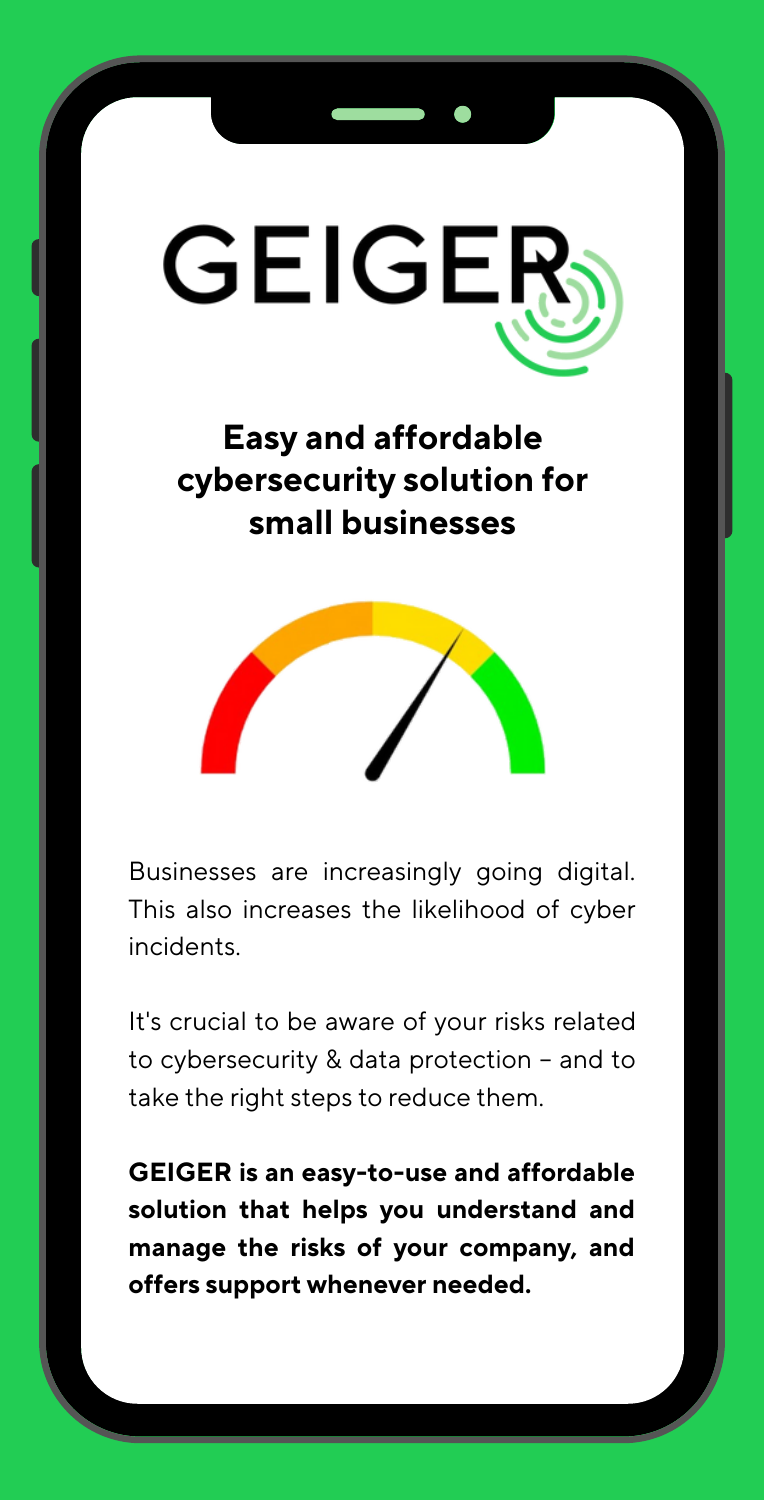# GEIGER

## Easy and affordable cybersecurity solution for small businesses

Businesses are increasingly going digital. This also increases the likelihood of cyber incidents.

It's crucial to be aware of your risks related to cybersecurity & data protection – and to take the right steps to reduce them.

**GEIGER is an easy-to-use and affordable solution that helps you understand and manage the risks of your company, and offers support whenever needed.**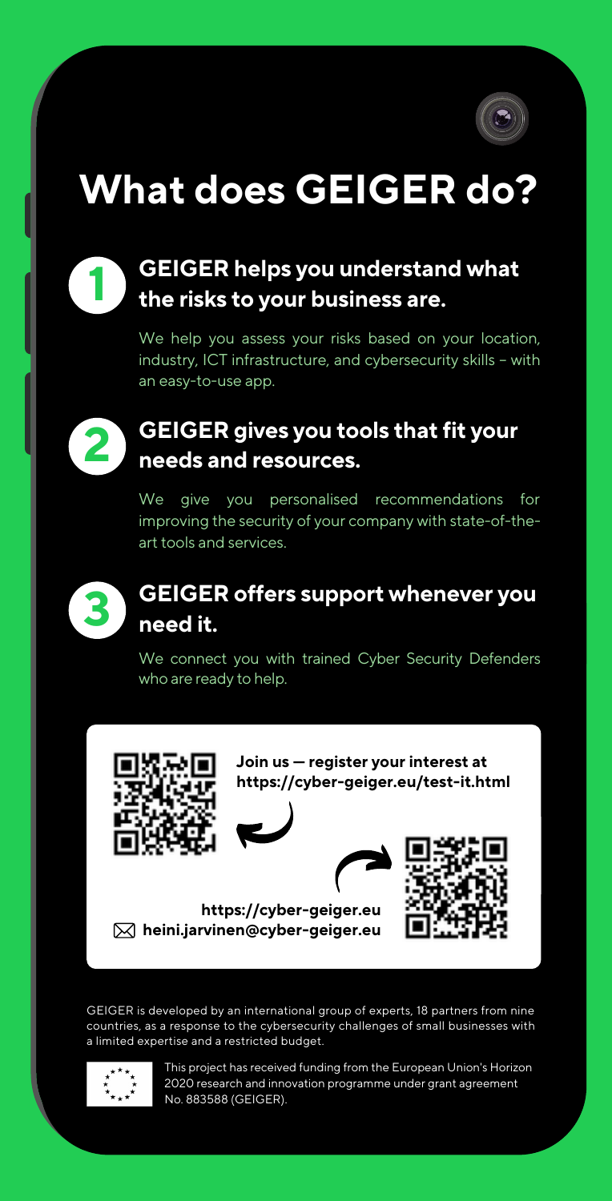# What does GEIGER do?

## 1 GEIGER helps you understand what the risks to your business are.

We help you assess your risks based on your location, industry, ICT infrastructure, and cybersecurity skills – with an easy-to-use app.

## 2 GEIGER gives you tools that fit your needs and resources.

We give you personalised recommendations for improving the security of your company with state-of-the-art tools and services.

## 3 GEIGER offers support whenever you need it.

We connect you with trained Cyber Security Defenders who are ready to help.

**Join us — register your interest at https://cyber-geiger.eu/test-it.html**

**https://cyber-geiger.eu**
**heini.jarvinen@cyber-geiger.eu**

GEIGER is developed by an international group of experts, 18 partners from nine countries, as a response to the cybersecurity challenges of small businesses with a limited expertise and a restricted budget.

This project has received funding from the European Union's Horizon 2020 research and innovation programme under grant agreement No. 883588 (GEIGER).